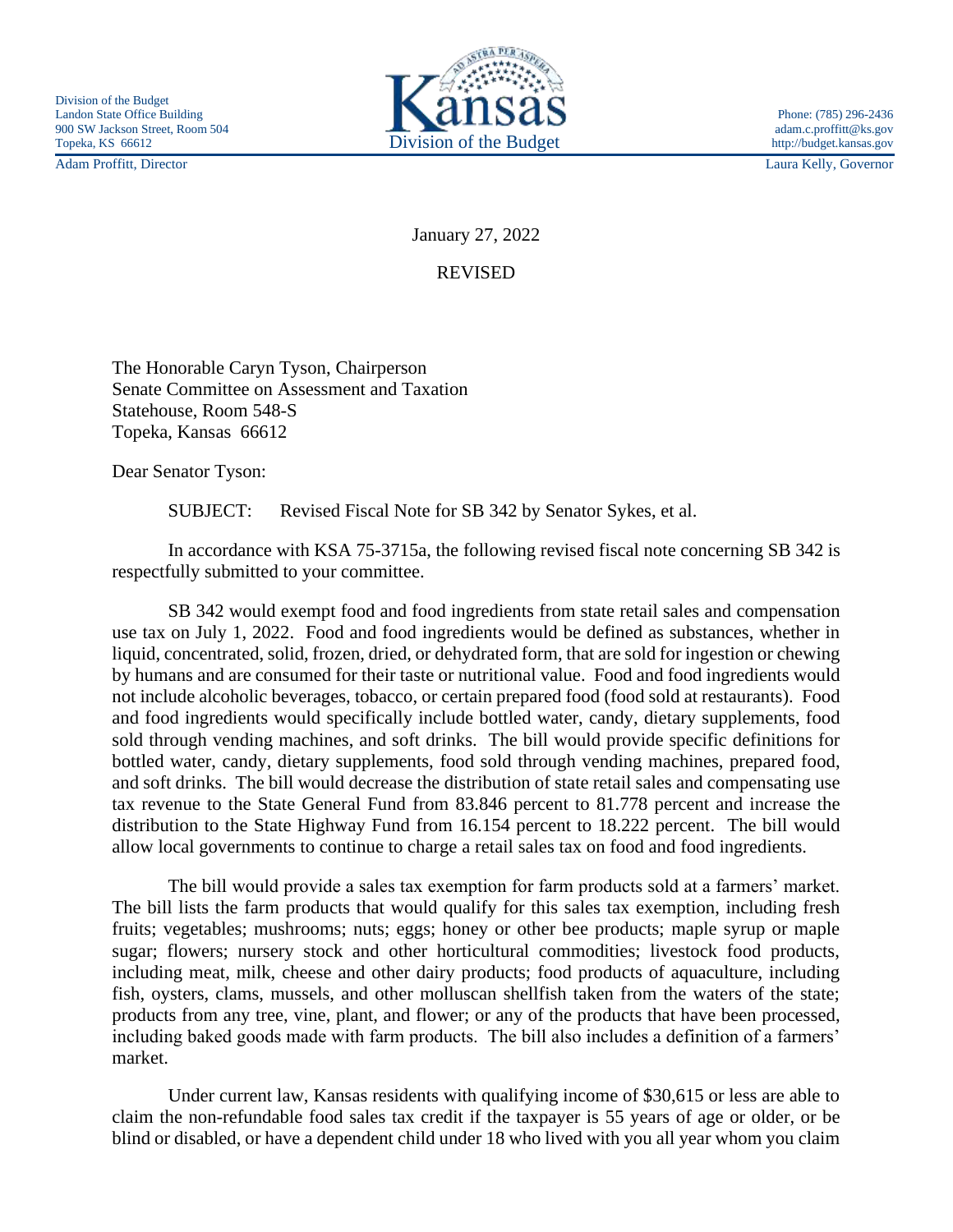Division of the Budget
Landon State Office Building
900 SW Jackson Street, Room 504
Topeka, KS 66612

Phone: (785) 296-2436
adam.c.proffitt@ks.gov
http://budget.kansas.gov

Kansas
Division of the Budget

Adam Proffitt, Director

Laura Kelly, Governor

January 27, 2022

REVISED

The Honorable Caryn Tyson, Chairperson
Senate Committee on Assessment and Taxation
Statehouse, Room 548-S
Topeka, Kansas 66612

Dear Senator Tyson:

SUBJECT: Revised Fiscal Note for SB 342 by Senator Sykes, et al.

In accordance with KSA 75-3715a, the following revised fiscal note concerning SB 342 is respectfully submitted to your committee.

SB 342 would exempt food and food ingredients from state retail sales and compensation use tax on July 1, 2022. Food and food ingredients would be defined as substances, whether in liquid, concentrated, solid, frozen, dried, or dehydrated form, that are sold for ingestion or chewing by humans and are consumed for their taste or nutritional value. Food and food ingredients would not include alcoholic beverages, tobacco, or certain prepared food (food sold at restaurants). Food and food ingredients would specifically include bottled water, candy, dietary supplements, food sold through vending machines, and soft drinks. The bill would provide specific definitions for bottled water, candy, dietary supplements, food sold through vending machines, prepared food, and soft drinks. The bill would decrease the distribution of state retail sales and compensating use tax revenue to the State General Fund from 83.846 percent to 81.778 percent and increase the distribution to the State Highway Fund from 16.154 percent to 18.222 percent. The bill would allow local governments to continue to charge a retail sales tax on food and food ingredients.

The bill would provide a sales tax exemption for farm products sold at a farmers' market. The bill lists the farm products that would qualify for this sales tax exemption, including fresh fruits; vegetables; mushrooms; nuts; eggs; honey or other bee products; maple syrup or maple sugar; flowers; nursery stock and other horticultural commodities; livestock food products, including meat, milk, cheese and other dairy products; food products of aquaculture, including fish, oysters, clams, mussels, and other molluscan shellfish taken from the waters of the state; products from any tree, vine, plant, and flower; or any of the products that have been processed, including baked goods made with farm products. The bill also includes a definition of a farmers' market.

Under current law, Kansas residents with qualifying income of $30,615 or less are able to claim the non-refundable food sales tax credit if the taxpayer is 55 years of age or older, or be blind or disabled, or have a dependent child under 18 who lived with you all year whom you claim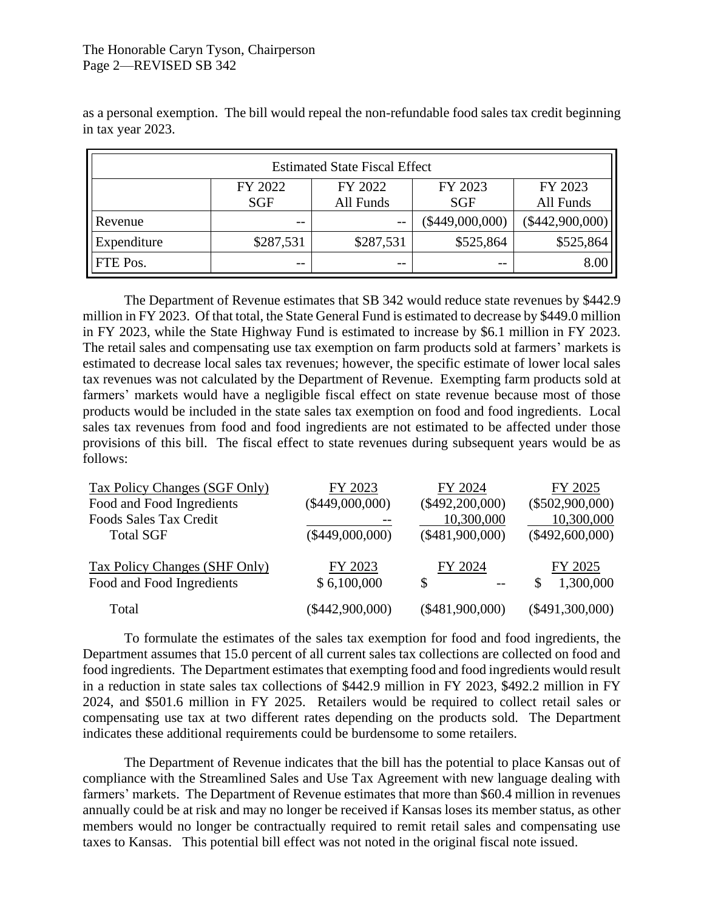as a personal exemption. The bill would repeal the non-refundable food sales tax credit beginning in tax year 2023.

| Estimated State Fiscal Effect | | | | |
|---|---|---|---|---|
| | FY 2022 SGF | FY 2022 All Funds | FY 2023 SGF | FY 2023 All Funds |
| Revenue | -- | -- | ($449,000,000) | ($442,900,000) |
| Expenditure | $287,531 | $287,531 | $525,864 | $525,864 |
| FTE Pos. | -- | -- | -- | 8.00 |

The Department of Revenue estimates that SB 342 would reduce state revenues by $442.9 million in FY 2023. Of that total, the State General Fund is estimated to decrease by $449.0 million in FY 2023, while the State Highway Fund is estimated to increase by $6.1 million in FY 2023. The retail sales and compensating use tax exemption on farm products sold at farmers' markets is estimated to decrease local sales tax revenues; however, the specific estimate of lower local sales tax revenues was not calculated by the Department of Revenue. Exempting farm products sold at farmers' markets would have a negligible fiscal effect on state revenue because most of those products would be included in the state sales tax exemption on food and food ingredients. Local sales tax revenues from food and food ingredients are not estimated to be affected under those provisions of this bill. The fiscal effect to state revenues during subsequent years would be as follows:

| Tax Policy Changes (SGF Only) | FY 2023 | FY 2024 | FY 2025 |
|---|---|---|---|
| Food and Food Ingredients | ($449,000,000) | ($492,200,000) | ($502,900,000) |
| Foods Sales Tax Credit | -- | 10,300,000 | 10,300,000 |
| Total SGF | ($449,000,000) | ($481,900,000) | ($492,600,000) |
| **Tax Policy Changes (SHF Only)** | **FY 2023** | **FY 2024** | **FY 2025** |
| Food and Food Ingredients | $ 6,100,000 | $ -- | $ 1,300,000 |
| Total | ($442,900,000) | ($481,900,000) | ($491,300,000) |

To formulate the estimates of the sales tax exemption for food and food ingredients, the Department assumes that 15.0 percent of all current sales tax collections are collected on food and food ingredients. The Department estimates that exempting food and food ingredients would result in a reduction in state sales tax collections of $442.9 million in FY 2023, $492.2 million in FY 2024, and $501.6 million in FY 2025. Retailers would be required to collect retail sales or compensating use tax at two different rates depending on the products sold. The Department indicates these additional requirements could be burdensome to some retailers.

The Department of Revenue indicates that the bill has the potential to place Kansas out of compliance with the Streamlined Sales and Use Tax Agreement with new language dealing with farmers' markets. The Department of Revenue estimates that more than $60.4 million in revenues annually could be at risk and may no longer be received if Kansas loses its member status, as other members would no longer be contractually required to remit retail sales and compensating use taxes to Kansas. This potential bill effect was not noted in the original fiscal note issued.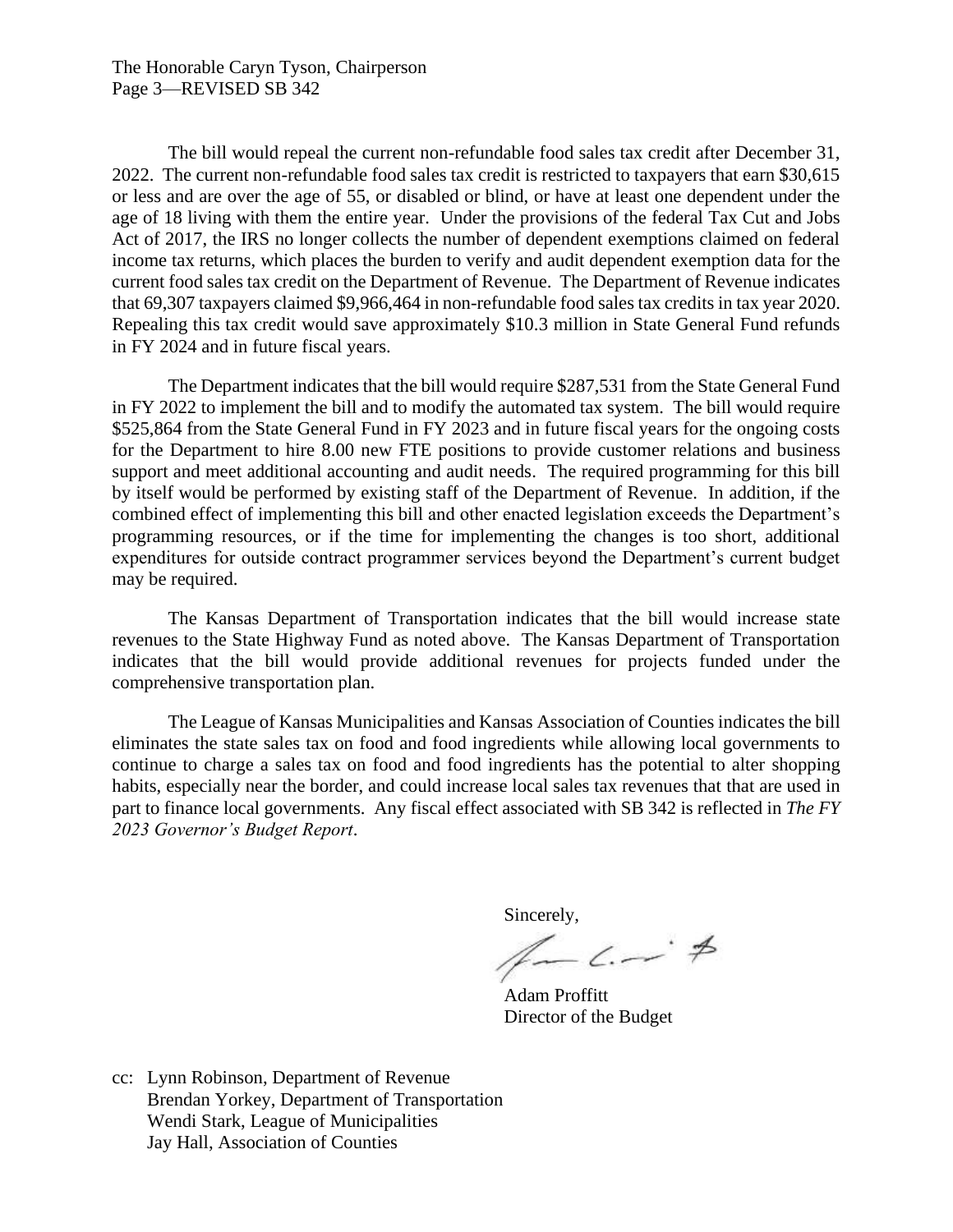The bill would repeal the current non-refundable food sales tax credit after December 31, 2022. The current non-refundable food sales tax credit is restricted to taxpayers that earn $30,615 or less and are over the age of 55, or disabled or blind, or have at least one dependent under the age of 18 living with them the entire year. Under the provisions of the federal Tax Cut and Jobs Act of 2017, the IRS no longer collects the number of dependent exemptions claimed on federal income tax returns, which places the burden to verify and audit dependent exemption data for the current food sales tax credit on the Department of Revenue. The Department of Revenue indicates that 69,307 taxpayers claimed $9,966,464 in non-refundable food sales tax credits in tax year 2020. Repealing this tax credit would save approximately $10.3 million in State General Fund refunds in FY 2024 and in future fiscal years.

The Department indicates that the bill would require $287,531 from the State General Fund in FY 2022 to implement the bill and to modify the automated tax system. The bill would require $525,864 from the State General Fund in FY 2023 and in future fiscal years for the ongoing costs for the Department to hire 8.00 new FTE positions to provide customer relations and business support and meet additional accounting and audit needs. The required programming for this bill by itself would be performed by existing staff of the Department of Revenue. In addition, if the combined effect of implementing this bill and other enacted legislation exceeds the Department's programming resources, or if the time for implementing the changes is too short, additional expenditures for outside contract programmer services beyond the Department's current budget may be required.

The Kansas Department of Transportation indicates that the bill would increase state revenues to the State Highway Fund as noted above. The Kansas Department of Transportation indicates that the bill would provide additional revenues for projects funded under the comprehensive transportation plan.

The League of Kansas Municipalities and Kansas Association of Counties indicates the bill eliminates the state sales tax on food and food ingredients while allowing local governments to continue to charge a sales tax on food and food ingredients has the potential to alter shopping habits, especially near the border, and could increase local sales tax revenues that that are used in part to finance local governments. Any fiscal effect associated with SB 342 is reflected in *The FY 2023 Governor's Budget Report*.

Sincerely,

Adam Proffitt
Director of the Budget

cc: Lynn Robinson, Department of Revenue
Brendan Yorkey, Department of Transportation
Wendi Stark, League of Municipalities
Jay Hall, Association of Counties